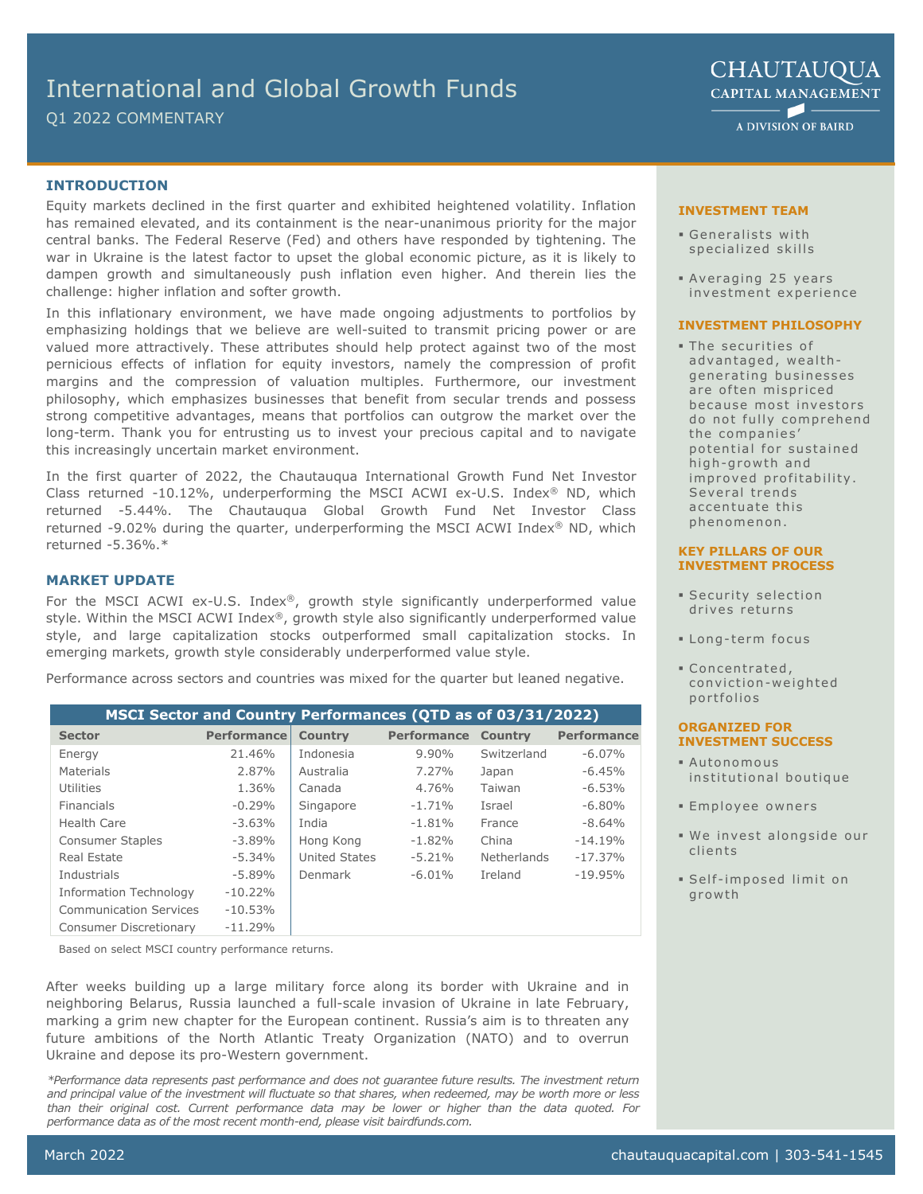# International and Global Growth Funds

Q1 2022 COMMENTARY

CHAUTAUQUA CAPITAL MANAGEMENT
A DIVISION OF BAIRD

## INTRODUCTION

Equity markets declined in the first quarter and exhibited heightened volatility. Inflation has remained elevated, and its containment is the near-unanimous priority for the major central banks. The Federal Reserve (Fed) and others have responded by tightening. The war in Ukraine is the latest factor to upset the global economic picture, as it is likely to dampen growth and simultaneously push inflation even higher. And therein lies the challenge: higher inflation and softer growth.

In this inflationary environment, we have made ongoing adjustments to portfolios by emphasizing holdings that we believe are well-suited to transmit pricing power or are valued more attractively. These attributes should help protect against two of the most pernicious effects of inflation for equity investors, namely the compression of profit margins and the compression of valuation multiples. Furthermore, our investment philosophy, which emphasizes businesses that benefit from secular trends and possess strong competitive advantages, means that portfolios can outgrow the market over the long-term. Thank you for entrusting us to invest your precious capital and to navigate this increasingly uncertain market environment.

In the first quarter of 2022, the Chautauqua International Growth Fund Net Investor Class returned -10.12%, underperforming the MSCI ACWI ex-U.S. Index® ND, which returned -5.44%. The Chautauqua Global Growth Fund Net Investor Class returned -9.02% during the quarter, underperforming the MSCI ACWI Index® ND, which returned -5.36%.*

## MARKET UPDATE

For the MSCI ACWI ex-U.S. Index®, growth style significantly underperformed value style. Within the MSCI ACWI Index®, growth style also significantly underperformed value style, and large capitalization stocks outperformed small capitalization stocks. In emerging markets, growth style considerably underperformed value style.

Performance across sectors and countries was mixed for the quarter but leaned negative.

**MSCI Sector and Country Performances (QTD as of 03/31/2022)**

| Sector | Performance | Country | Performance | Country | Performance |
|---|---|---|---|---|---|
| Energy | 21.46% | Indonesia | 9.90% | Switzerland | -6.07% |
| Materials | 2.87% | Australia | 7.27% | Japan | -6.45% |
| Utilities | 1.36% | Canada | 4.76% | Taiwan | -6.53% |
| Financials | -0.29% | Singapore | -1.71% | Israel | -6.80% |
| Health Care | -3.63% | India | -1.81% | France | -8.64% |
| Consumer Staples | -3.89% | Hong Kong | -1.82% | China | -14.19% |
| Real Estate | -5.34% | United States | -5.21% | Netherlands | -17.37% |
| Industrials | -5.89% | Denmark | -6.01% | Ireland | -19.95% |
| Information Technology | -10.22% | | | | |
| Communication Services | -10.53% | | | | |
| Consumer Discretionary | -11.29% | | | | |

Based on select MSCI country performance returns.

After weeks building up a large military force along its border with Ukraine and in neighboring Belarus, Russia launched a full-scale invasion of Ukraine in late February, marking a grim new chapter for the European continent. Russia's aim is to threaten any future ambitions of the North Atlantic Treaty Organization (NATO) and to overrun Ukraine and depose its pro-Western government.

*\*Performance data represents past performance and does not guarantee future results. The investment return and principal value of the investment will fluctuate so that shares, when redeemed, may be worth more or less than their original cost. Current performance data may be lower or higher than the data quoted. For performance data as of the most recent month-end, please visit bairdfunds.com.*

### INVESTMENT TEAM

- Generalists with specialized skills
- Averaging 25 years investment experience

### INVESTMENT PHILOSOPHY

- The securities of advantaged, wealth-generating businesses are often mispriced because most investors do not fully comprehend the companies' potential for sustained high-growth and improved profitability. Several trends accentuate this phenomenon.

### KEY PILLARS OF OUR INVESTMENT PROCESS

- Security selection drives returns
- Long-term focus
- Concentrated, conviction-weighted portfolios

### ORGANIZED FOR INVESTMENT SUCCESS

- Autonomous institutional boutique
- Employee owners
- We invest alongside our clients
- Self-imposed limit on growth

March 2022 | chautauquacapital.com | 303-541-1545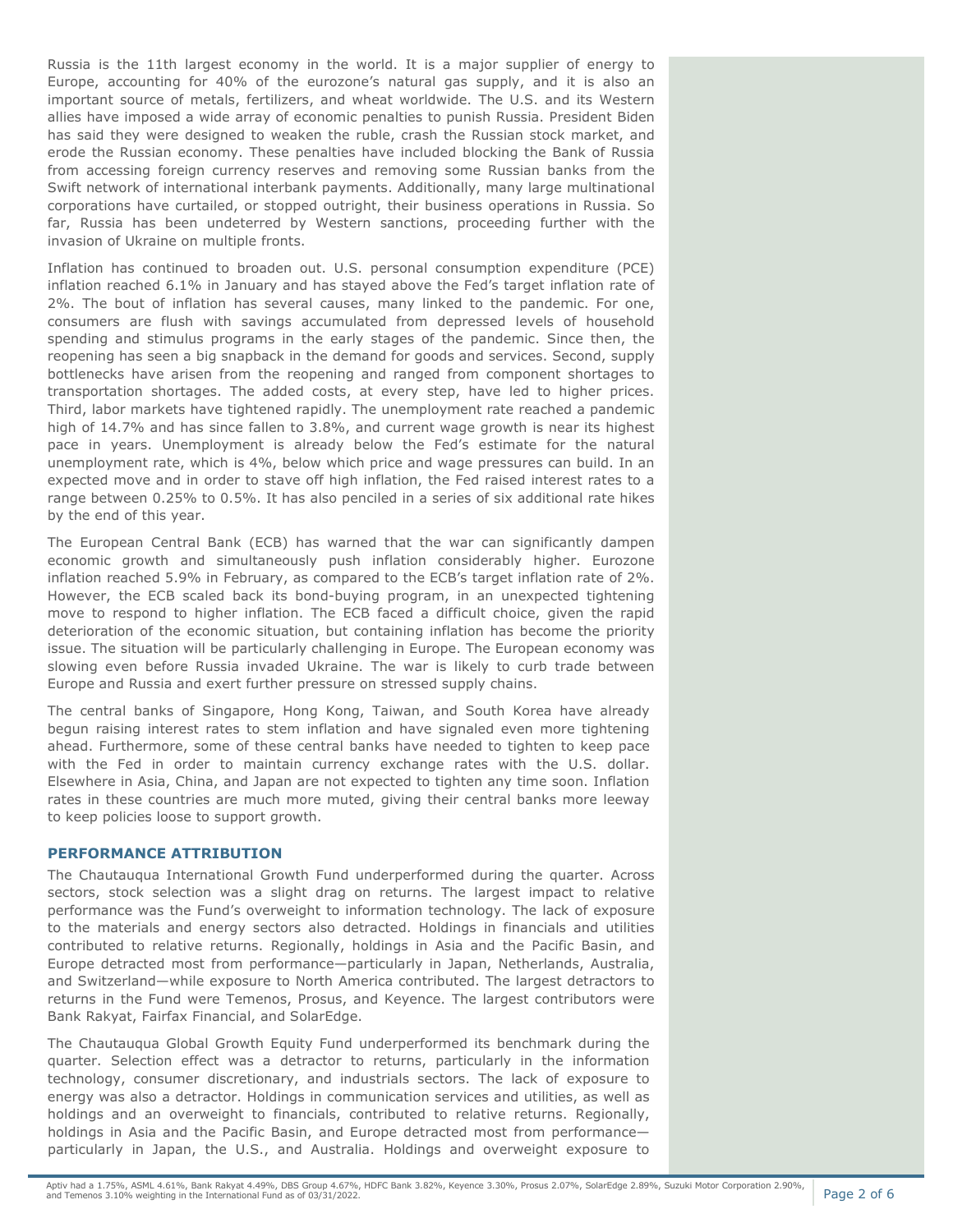Russia is the 11th largest economy in the world. It is a major supplier of energy to Europe, accounting for 40% of the eurozone's natural gas supply, and it is also an important source of metals, fertilizers, and wheat worldwide. The U.S. and its Western allies have imposed a wide array of economic penalties to punish Russia. President Biden has said they were designed to weaken the ruble, crash the Russian stock market, and erode the Russian economy. These penalties have included blocking the Bank of Russia from accessing foreign currency reserves and removing some Russian banks from the Swift network of international interbank payments. Additionally, many large multinational corporations have curtailed, or stopped outright, their business operations in Russia. So far, Russia has been undeterred by Western sanctions, proceeding further with the invasion of Ukraine on multiple fronts.

Inflation has continued to broaden out. U.S. personal consumption expenditure (PCE) inflation reached 6.1% in January and has stayed above the Fed's target inflation rate of 2%. The bout of inflation has several causes, many linked to the pandemic. For one, consumers are flush with savings accumulated from depressed levels of household spending and stimulus programs in the early stages of the pandemic. Since then, the reopening has seen a big snapback in the demand for goods and services. Second, supply bottlenecks have arisen from the reopening and ranged from component shortages to transportation shortages. The added costs, at every step, have led to higher prices. Third, labor markets have tightened rapidly. The unemployment rate reached a pandemic high of 14.7% and has since fallen to 3.8%, and current wage growth is near its highest pace in years. Unemployment is already below the Fed's estimate for the natural unemployment rate, which is 4%, below which price and wage pressures can build. In an expected move and in order to stave off high inflation, the Fed raised interest rates to a range between 0.25% to 0.5%. It has also penciled in a series of six additional rate hikes by the end of this year.

The European Central Bank (ECB) has warned that the war can significantly dampen economic growth and simultaneously push inflation considerably higher. Eurozone inflation reached 5.9% in February, as compared to the ECB's target inflation rate of 2%. However, the ECB scaled back its bond-buying program, in an unexpected tightening move to respond to higher inflation. The ECB faced a difficult choice, given the rapid deterioration of the economic situation, but containing inflation has become the priority issue. The situation will be particularly challenging in Europe. The European economy was slowing even before Russia invaded Ukraine. The war is likely to curb trade between Europe and Russia and exert further pressure on stressed supply chains.

The central banks of Singapore, Hong Kong, Taiwan, and South Korea have already begun raising interest rates to stem inflation and have signaled even more tightening ahead. Furthermore, some of these central banks have needed to tighten to keep pace with the Fed in order to maintain currency exchange rates with the U.S. dollar. Elsewhere in Asia, China, and Japan are not expected to tighten any time soon. Inflation rates in these countries are much more muted, giving their central banks more leeway to keep policies loose to support growth.

## PERFORMANCE ATTRIBUTION

The Chautauqua International Growth Fund underperformed during the quarter. Across sectors, stock selection was a slight drag on returns. The largest impact to relative performance was the Fund's overweight to information technology. The lack of exposure to the materials and energy sectors also detracted. Holdings in financials and utilities contributed to relative returns. Regionally, holdings in Asia and the Pacific Basin, and Europe detracted most from performance—particularly in Japan, Netherlands, Australia, and Switzerland—while exposure to North America contributed. The largest detractors to returns in the Fund were Temenos, Prosus, and Keyence. The largest contributors were Bank Rakyat, Fairfax Financial, and SolarEdge.

The Chautauqua Global Growth Equity Fund underperformed its benchmark during the quarter. Selection effect was a detractor to returns, particularly in the information technology, consumer discretionary, and industrials sectors. The lack of exposure to energy was also a detractor. Holdings in communication services and utilities, as well as holdings and an overweight to financials, contributed to relative returns. Regionally, holdings in Asia and the Pacific Basin, and Europe detracted most from performance—particularly in Japan, the U.S., and Australia. Holdings and overweight exposure to

Aptiv had a 1.75%, ASML 4.61%, Bank Rakyat 4.49%, DBS Group 4.67%, HDFC Bank 3.82%, Keyence 3.30%, Prosus 2.07%, SolarEdge 2.89%, Suzuki Motor Corporation 2.90%, and Temenos 3.10% weighting in the International Fund as of 03/31/2022.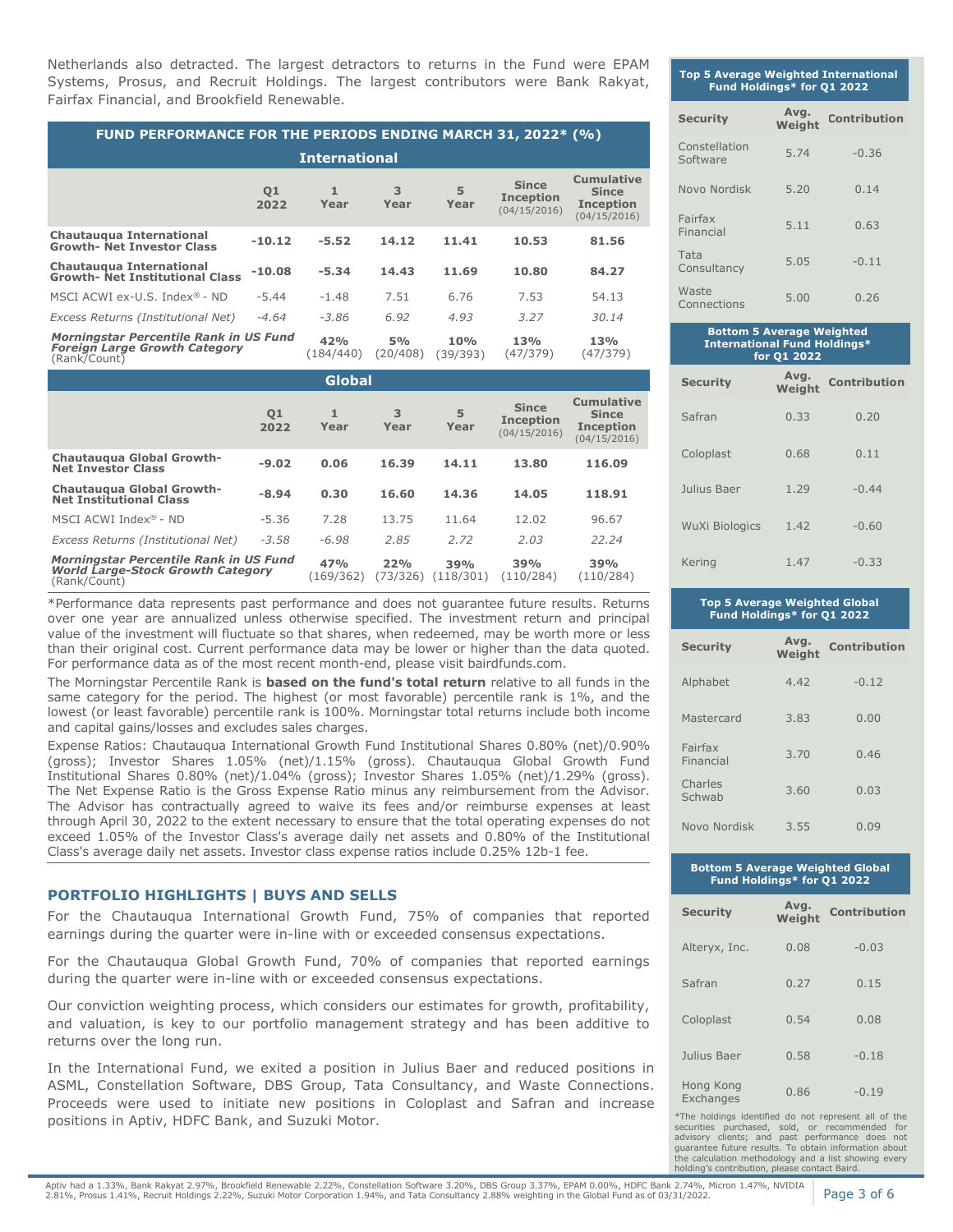Netherlands also detracted. The largest detractors to returns in the Fund were EPAM Systems, Prosus, and Recruit Holdings. The largest contributors were Bank Rakyat, Fairfax Financial, and Brookfield Renewable.

**FUND PERFORMANCE FOR THE PERIODS ENDING MARCH 31, 2022* (%)**

**International**

| | Q1 2022 | 1 Year | 3 Year | 5 Year | Since Inception (04/15/2016) | Cumulative Since Inception (04/15/2016) |
|---|---|---|---|---|---|---|
| **Chautauqua International Growth- Net Investor Class** | **-10.12** | **-5.52** | **14.12** | **11.41** | **10.53** | **81.56** |
| **Chautauqua International Growth- Net Institutional Class** | **-10.08** | **-5.34** | **14.43** | **11.69** | **10.80** | **84.27** |
| MSCI ACWI ex-U.S. Index® - ND | -5.44 | -1.48 | 7.51 | 6.76 | 7.53 | 54.13 |
| *Excess Returns (Institutional Net)* | *-4.64* | *-3.86* | *6.92* | *4.93* | *3.27* | *30.14* |
| ***Morningstar Percentile Rank in US Fund Foreign Large Growth Category*** (Rank/Count) | **42%** (184/440) | **5%** (20/408) | **10%** (39/393) | **13%** (47/379) | **13%** (47/379) |

**Global**

| | Q1 2022 | 1 Year | 3 Year | 5 Year | Since Inception (04/15/2016) | Cumulative Since Inception (04/15/2016) |
|---|---|---|---|---|---|---|
| **Chautauqua Global Growth- Net Investor Class** | **-9.02** | **0.06** | **16.39** | **14.11** | **13.80** | **116.09** |
| **Chautauqua Global Growth- Net Institutional Class** | **-8.94** | **0.30** | **16.60** | **14.36** | **14.05** | **118.91** |
| MSCI ACWI Index® - ND | -5.36 | 7.28 | 13.75 | 11.64 | 12.02 | 96.67 |
| *Excess Returns (Institutional Net)* | *-3.58* | *-6.98* | *2.85* | *2.72* | *2.03* | *22.24* |
| ***Morningstar Percentile Rank in US Fund World Large-Stock Growth Category*** (Rank/Count) | **47%** (169/362) | **22%** (73/326) | **39%** (118/301) | **39%** (110/284) | **39%** (110/284) |

*Performance data represents past performance and does not guarantee future results. Returns over one year are annualized unless otherwise specified. The investment return and principal value of the investment will fluctuate so that shares, when redeemed, may be worth more or less than their original cost. Current performance data may be lower or higher than the data quoted. For performance data as of the most recent month-end, please visit bairdfunds.com.

The Morningstar Percentile Rank is **based on the fund's total return** relative to all funds in the same category for the period. The highest (or most favorable) percentile rank is 1%, and the lowest (or least favorable) percentile rank is 100%. Morningstar total returns include both income and capital gains/losses and excludes sales charges.

Expense Ratios: Chautauqua International Growth Fund Institutional Shares 0.80% (net)/0.90% (gross); Investor Shares 1.05% (net)/1.15% (gross). Chautauqua Global Growth Fund Institutional Shares 0.80% (net)/1.04% (gross); Investor Shares 1.05% (net)/1.29% (gross). The Net Expense Ratio is the Gross Expense Ratio minus any reimbursement from the Advisor. The Advisor has contractually agreed to waive its fees and/or reimburse expenses at least through April 30, 2022 to the extent necessary to ensure that the total operating expenses do not exceed 1.05% of the Investor Class's average daily net assets and 0.80% of the Institutional Class's average daily net assets. Investor class expense ratios include 0.25% 12b-1 fee.

## PORTFOLIO HIGHLIGHTS | BUYS AND SELLS

For the Chautauqua International Growth Fund, 75% of companies that reported earnings during the quarter were in-line with or exceeded consensus expectations.

For the Chautauqua Global Growth Fund, 70% of companies that reported earnings during the quarter were in-line with or exceeded consensus expectations.

Our conviction weighting process, which considers our estimates for growth, profitability, and valuation, is key to our portfolio management strategy and has been additive to returns over the long run.

In the International Fund, we exited a position in Julius Baer and reduced positions in ASML, Constellation Software, DBS Group, Tata Consultancy, and Waste Connections. Proceeds were used to initiate new positions in Coloplast and Safran and increase positions in Aptiv, HDFC Bank, and Suzuki Motor.

**Top 5 Average Weighted International Fund Holdings* for Q1 2022**

| Security | Avg. Weight | Contribution |
|---|---|---|
| Constellation Software | 5.74 | -0.36 |
| Novo Nordisk | 5.20 | 0.14 |
| Fairfax Financial | 5.11 | 0.63 |
| Tata Consultancy | 5.05 | -0.11 |
| Waste Connections | 5.00 | 0.26 |

**Bottom 5 Average Weighted International Fund Holdings* for Q1 2022**

| Security | Avg. Weight | Contribution |
|---|---|---|
| Safran | 0.33 | 0.20 |
| Coloplast | 0.68 | 0.11 |
| Julius Baer | 1.29 | -0.44 |
| WuXi Biologics | 1.42 | -0.60 |
| Kering | 1.47 | -0.33 |

**Top 5 Average Weighted Global Fund Holdings* for Q1 2022**

| Security | Avg. Weight | Contribution |
|---|---|---|
| Alphabet | 4.42 | -0.12 |
| Mastercard | 3.83 | 0.00 |
| Fairfax Financial | 3.70 | 0.46 |
| Charles Schwab | 3.60 | 0.03 |
| Novo Nordisk | 3.55 | 0.09 |

**Bottom 5 Average Weighted Global Fund Holdings* for Q1 2022**

| Security | Avg. Weight | Contribution |
|---|---|---|
| Alteryx, Inc. | 0.08 | -0.03 |
| Safran | 0.27 | 0.15 |
| Coloplast | 0.54 | 0.08 |
| Julius Baer | 0.58 | -0.18 |
| Hong Kong Exchanges | 0.86 | -0.19 |

*The holdings identified do not represent all of the securities purchased, sold, or recommended for advisory clients; and past performance does not guarantee future results. To obtain information about the calculation methodology and a list showing every holding's contribution, please contact Baird.

Aptiv had a 1.33%, Bank Rakyat 2.97%, Brookfield Renewable 2.22%, Constellation Software 3.20%, DBS Group 3.37%, EPAM 0.00%, HDFC Bank 2.74%, Micron 1.47%, NVIDIA 2.81%, Prosus 1.41%, Recruit Holdings 2.22%, Suzuki Motor Corporation 1.94%, and Tata Consultancy 2.88% weighting in the Global Fund as of 03/31/2022.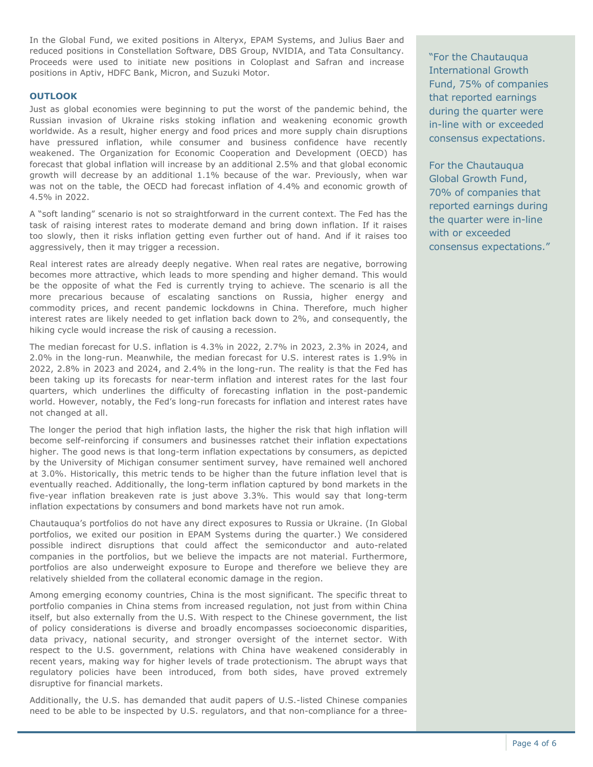In the Global Fund, we exited positions in Alteryx, EPAM Systems, and Julius Baer and reduced positions in Constellation Software, DBS Group, NVIDIA, and Tata Consultancy. Proceeds were used to initiate new positions in Coloplast and Safran and increase positions in Aptiv, HDFC Bank, Micron, and Suzuki Motor.

**OUTLOOK**

Just as global economies were beginning to put the worst of the pandemic behind, the Russian invasion of Ukraine risks stoking inflation and weakening economic growth worldwide. As a result, higher energy and food prices and more supply chain disruptions have pressured inflation, while consumer and business confidence have recently weakened. The Organization for Economic Cooperation and Development (OECD) has forecast that global inflation will increase by an additional 2.5% and that global economic growth will decrease by an additional 1.1% because of the war. Previously, when war was not on the table, the OECD had forecast inflation of 4.4% and economic growth of 4.5% in 2022.

A "soft landing" scenario is not so straightforward in the current context. The Fed has the task of raising interest rates to moderate demand and bring down inflation. If it raises too slowly, then it risks inflation getting even further out of hand. And if it raises too aggressively, then it may trigger a recession.

Real interest rates are already deeply negative. When real rates are negative, borrowing becomes more attractive, which leads to more spending and higher demand. This would be the opposite of what the Fed is currently trying to achieve. The scenario is all the more precarious because of escalating sanctions on Russia, higher energy and commodity prices, and recent pandemic lockdowns in China. Therefore, much higher interest rates are likely needed to get inflation back down to 2%, and consequently, the hiking cycle would increase the risk of causing a recession.

The median forecast for U.S. inflation is 4.3% in 2022, 2.7% in 2023, 2.3% in 2024, and 2.0% in the long-run. Meanwhile, the median forecast for U.S. interest rates is 1.9% in 2022, 2.8% in 2023 and 2024, and 2.4% in the long-run. The reality is that the Fed has been taking up its forecasts for near-term inflation and interest rates for the last four quarters, which underlines the difficulty of forecasting inflation in the post-pandemic world. However, notably, the Fed's long-run forecasts for inflation and interest rates have not changed at all.

The longer the period that high inflation lasts, the higher the risk that high inflation will become self-reinforcing if consumers and businesses ratchet their inflation expectations higher. The good news is that long-term inflation expectations by consumers, as depicted by the University of Michigan consumer sentiment survey, have remained well anchored at 3.0%. Historically, this metric tends to be higher than the future inflation level that is eventually reached. Additionally, the long-term inflation captured by bond markets in the five-year inflation breakeven rate is just above 3.3%. This would say that long-term inflation expectations by consumers and bond markets have not run amok.

Chautauqua's portfolios do not have any direct exposures to Russia or Ukraine. (In Global portfolios, we exited our position in EPAM Systems during the quarter.) We considered possible indirect disruptions that could affect the semiconductor and auto-related companies in the portfolios, but we believe the impacts are not material. Furthermore, portfolios are also underweight exposure to Europe and therefore we believe they are relatively shielded from the collateral economic damage in the region.

Among emerging economy countries, China is the most significant. The specific threat to portfolio companies in China stems from increased regulation, not just from within China itself, but also externally from the U.S. With respect to the Chinese government, the list of policy considerations is diverse and broadly encompasses socioeconomic disparities, data privacy, national security, and stronger oversight of the internet sector. With respect to the U.S. government, relations with China have weakened considerably in recent years, making way for higher levels of trade protectionism. The abrupt ways that regulatory policies have been introduced, from both sides, have proved extremely disruptive for financial markets.

Additionally, the U.S. has demanded that audit papers of U.S.-listed Chinese companies need to be able to be inspected by U.S. regulators, and that non-compliance for a three-

"For the Chautauqua International Growth Fund, 75% of companies that reported earnings during the quarter were in-line with or exceeded consensus expectations.

For the Chautauqua Global Growth Fund, 70% of companies that reported earnings during the quarter were in-line with or exceeded consensus expectations."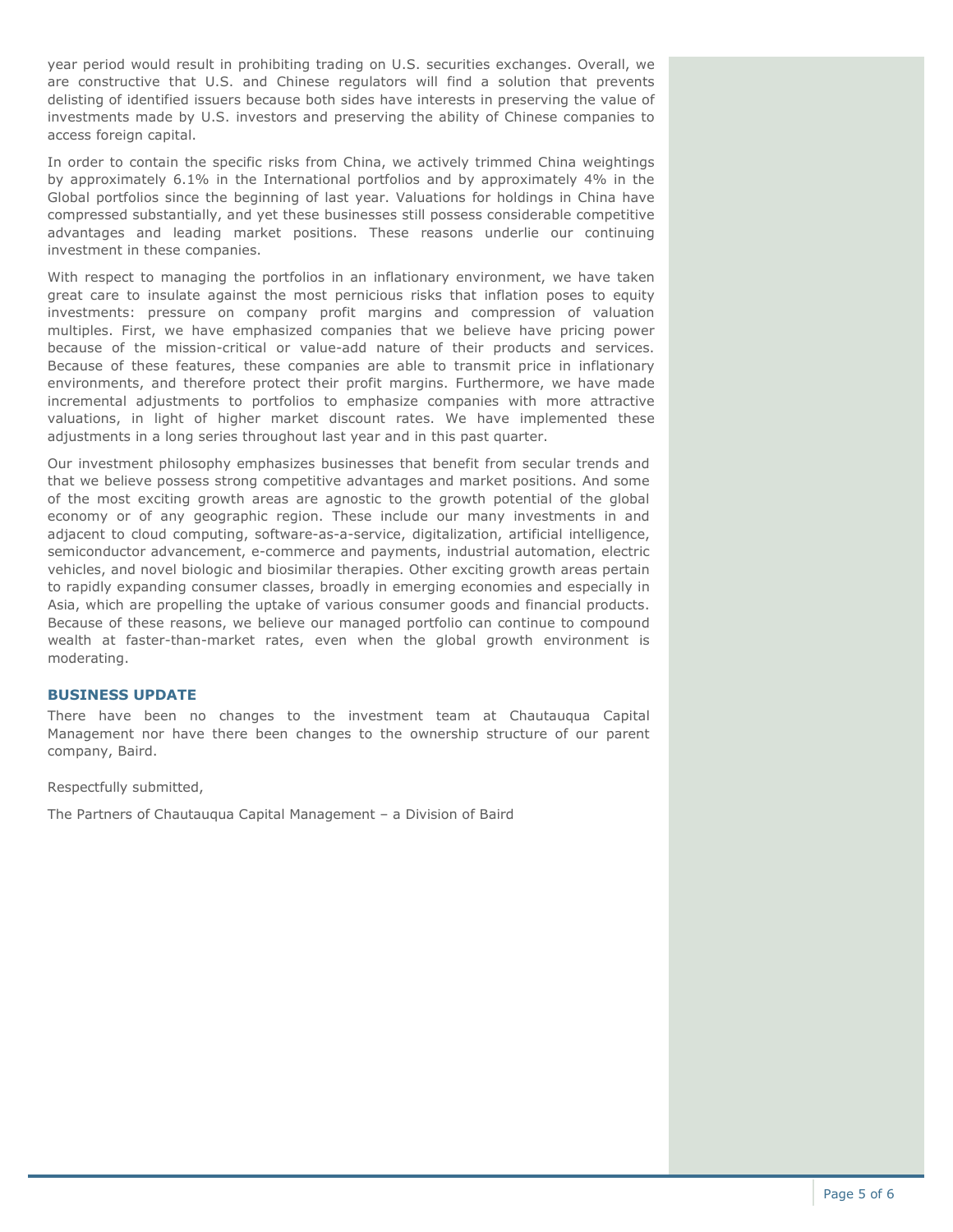year period would result in prohibiting trading on U.S. securities exchanges. Overall, we are constructive that U.S. and Chinese regulators will find a solution that prevents delisting of identified issuers because both sides have interests in preserving the value of investments made by U.S. investors and preserving the ability of Chinese companies to access foreign capital.

In order to contain the specific risks from China, we actively trimmed China weightings by approximately 6.1% in the International portfolios and by approximately 4% in the Global portfolios since the beginning of last year. Valuations for holdings in China have compressed substantially, and yet these businesses still possess considerable competitive advantages and leading market positions. These reasons underlie our continuing investment in these companies.

With respect to managing the portfolios in an inflationary environment, we have taken great care to insulate against the most pernicious risks that inflation poses to equity investments: pressure on company profit margins and compression of valuation multiples. First, we have emphasized companies that we believe have pricing power because of the mission-critical or value-add nature of their products and services. Because of these features, these companies are able to transmit price in inflationary environments, and therefore protect their profit margins. Furthermore, we have made incremental adjustments to portfolios to emphasize companies with more attractive valuations, in light of higher market discount rates. We have implemented these adjustments in a long series throughout last year and in this past quarter.

Our investment philosophy emphasizes businesses that benefit from secular trends and that we believe possess strong competitive advantages and market positions. And some of the most exciting growth areas are agnostic to the growth potential of the global economy or of any geographic region. These include our many investments in and adjacent to cloud computing, software-as-a-service, digitalization, artificial intelligence, semiconductor advancement, e-commerce and payments, industrial automation, electric vehicles, and novel biologic and biosimilar therapies. Other exciting growth areas pertain to rapidly expanding consumer classes, broadly in emerging economies and especially in Asia, which are propelling the uptake of various consumer goods and financial products. Because of these reasons, we believe our managed portfolio can continue to compound wealth at faster-than-market rates, even when the global growth environment is moderating.

## BUSINESS UPDATE

There have been no changes to the investment team at Chautauqua Capital Management nor have there been changes to the ownership structure of our parent company, Baird.

Respectfully submitted,

The Partners of Chautauqua Capital Management – a Division of Baird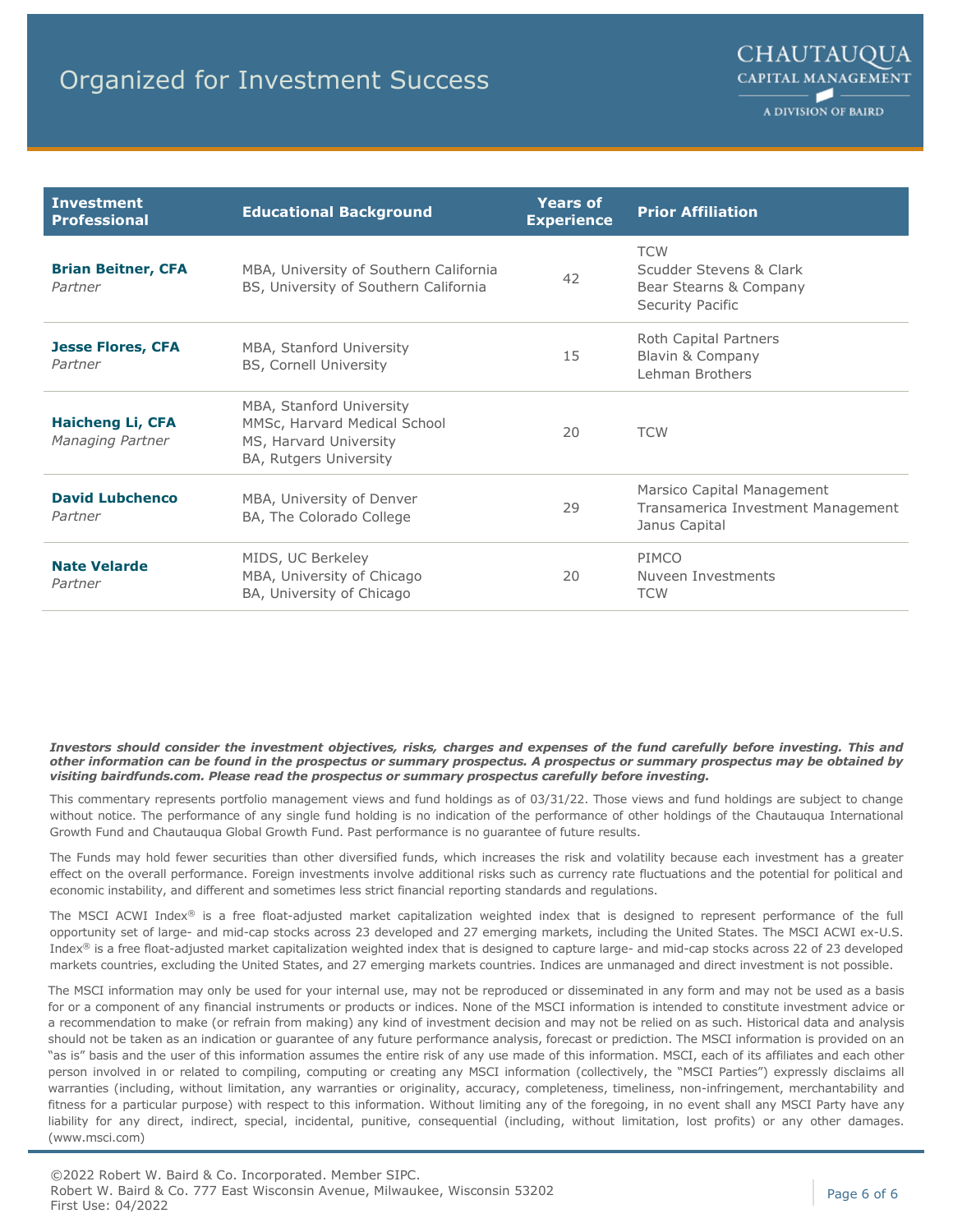# Organized for Investment Success

CHAUTAUQUA CAPITAL MANAGEMENT
A DIVISION OF BAIRD

| Investment Professional | Educational Background | Years of Experience | Prior Affiliation |
|---|---|---|---|
| **Brian Beitner, CFA** *Partner* | MBA, University of Southern California<br>BS, University of Southern California | 42 | TCW<br>Scudder Stevens & Clark<br>Bear Stearns & Company<br>Security Pacific |
| **Jesse Flores, CFA** *Partner* | MBA, Stanford University<br>BS, Cornell University | 15 | Roth Capital Partners<br>Blavin & Company<br>Lehman Brothers |
| **Haicheng Li, CFA** *Managing Partner* | MBA, Stanford University<br>MMSc, Harvard Medical School<br>MS, Harvard University<br>BA, Rutgers University | 20 | TCW |
| **David Lubchenco** *Partner* | MBA, University of Denver<br>BA, The Colorado College | 29 | Marsico Capital Management<br>Transamerica Investment Management<br>Janus Capital |
| **Nate Velarde** *Partner* | MIDS, UC Berkeley<br>MBA, University of Chicago<br>BA, University of Chicago | 20 | PIMCO<br>Nuveen Investments<br>TCW |

***Investors should consider the investment objectives, risks, charges and expenses of the fund carefully before investing. This and other information can be found in the prospectus or summary prospectus. A prospectus or summary prospectus may be obtained by visiting bairdfunds.com. Please read the prospectus or summary prospectus carefully before investing.***

This commentary represents portfolio management views and fund holdings as of 03/31/22. Those views and fund holdings are subject to change without notice. The performance of any single fund holding is no indication of the performance of other holdings of the Chautauqua International Growth Fund and Chautauqua Global Growth Fund. Past performance is no guarantee of future results.

The Funds may hold fewer securities than other diversified funds, which increases the risk and volatility because each investment has a greater effect on the overall performance. Foreign investments involve additional risks such as currency rate fluctuations and the potential for political and economic instability, and different and sometimes less strict financial reporting standards and regulations.

The MSCI ACWI Index® is a free float-adjusted market capitalization weighted index that is designed to represent performance of the full opportunity set of large- and mid-cap stocks across 23 developed and 27 emerging markets, including the United States. The MSCI ACWI ex-U.S. Index® is a free float-adjusted market capitalization weighted index that is designed to capture large- and mid-cap stocks across 22 of 23 developed markets countries, excluding the United States, and 27 emerging markets countries. Indices are unmanaged and direct investment is not possible.

The MSCI information may only be used for your internal use, may not be reproduced or disseminated in any form and may not be used as a basis for or a component of any financial instruments or products or indices. None of the MSCI information is intended to constitute investment advice or a recommendation to make (or refrain from making) any kind of investment decision and may not be relied on as such. Historical data and analysis should not be taken as an indication or guarantee of any future performance analysis, forecast or prediction. The MSCI information is provided on an "as is" basis and the user of this information assumes the entire risk of any use made of this information. MSCI, each of its affiliates and each other person involved in or related to compiling, computing or creating any MSCI information (collectively, the "MSCI Parties") expressly disclaims all warranties (including, without limitation, any warranties or originality, accuracy, completeness, timeliness, non-infringement, merchantability and fitness for a particular purpose) with respect to this information. Without limiting any of the foregoing, in no event shall any MSCI Party have any liability for any direct, indirect, special, incidental, punitive, consequential (including, without limitation, lost profits) or any other damages. (www.msci.com)

©2022 Robert W. Baird & Co. Incorporated. Member SIPC.
Robert W. Baird & Co. 777 East Wisconsin Avenue, Milwaukee, Wisconsin 53202
First Use: 04/2022